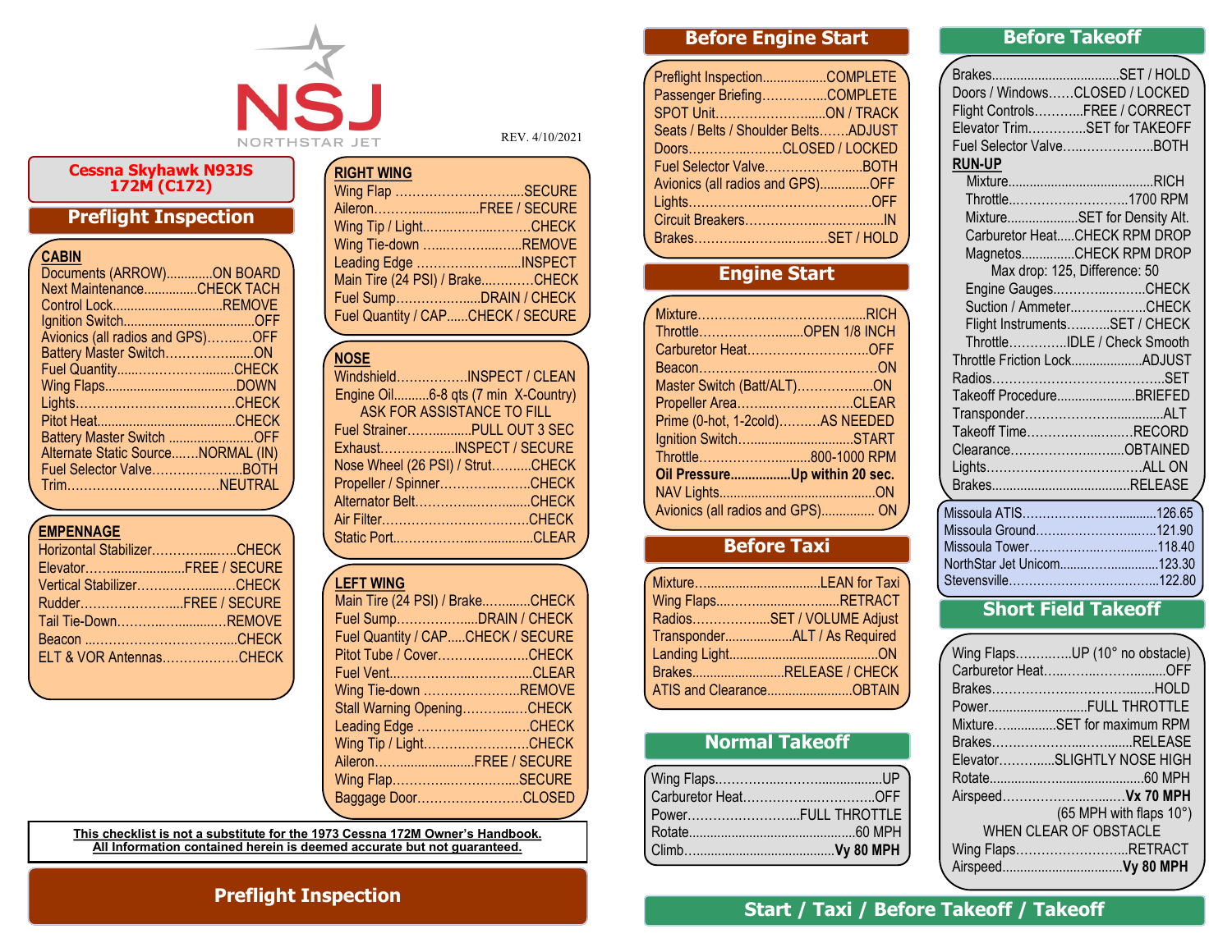NSJ
NORTHSTAR JET

REV. 4/10/2021

**Cessna Skyhawk N93JS 172M (C172)**

## Preflight Inspection

### CABIN

- Documents (ARROW)............ON BOARD
- Next Maintenance...............CHECK TACH
- Control Lock..............................REMOVE
- Ignition Switch.....................................OFF
- Avionics (all radios and GPS)...........OFF
- Battery Master Switch......................ON
- Fuel Quantity..............................CHECK
- Wing Flaps.....................................DOWN
- Lights.......................................CHECK
- Pitot Heat.......................................CHECK
- Battery Master Switch .......................OFF
- Alternate Static Source.......NORMAL (IN)
- Fuel Selector Valve.........................BOTH
- Trim......................................NEUTRAL

### EMPENNAGE

- Horizontal Stabilizer.......................CHECK
- Elevator..........................FREE / SECURE
- Vertical Stabilizer...........................CHECK
- Rudder...........................FREE / SECURE
- Tail Tie-Down...............................REMOVE
- Beacon .........................................CHECK
- ELT & VOR Antennas.....................CHECK

### RIGHT WING

- Wing Flap ...................................SECURE
- Aileron...............................FREE / SECURE
- Wing Tip / Light...............................CHECK
- Wing Tie-down ...........................REMOVE
- Leading Edge ..............................INSPECT
- Main Tire (24 PSI) / Brake..............CHECK
- Fuel Sump.........................DRAIN / CHECK
- Fuel Quantity / CAP......CHECK / SECURE

### NOSE

- Windshield..................INSPECT / CLEAN
- Engine Oil..........6-8 qts (7 min X-Country)
  ASK FOR ASSISTANCE TO FILL
- Fuel Strainer.................PULL OUT 3 SEC
- Exhaust..................INSPECT / SECURE
- Nose Wheel (26 PSI) / Strut..........CHECK
- Propeller / Spinner.........................CHECK
- Alternator Belt...............................CHECK
- Air Filter......................................CHECK
- Static Port....................................CLEAR

### LEFT WING

- Main Tire (24 PSI) / Brake.............CHECK
- Fuel Sump.......................DRAIN / CHECK
- Fuel Quantity / CAP.....CHECK / SECURE
- Pitot Tube / Cover..........................CHECK
- Fuel Vent.......................................CLEAR
- Wing Tie-down ............................REMOVE
- Stall Warning Opening.....................CHECK
- Leading Edge ...............................CHECK
- Wing Tip / Light.............................CHECK
- Aileron..............................FREE / SECURE
- Wing Flap....................................SECURE
- Baggage Door..............................CLOSED

**This checklist is not a substitute for the 1973 Cessna 172M Owner's Handbook. All Information contained herein is deemed accurate but not guaranteed.**

## Preflight Inspection

## Before Engine Start

- Preflight Inspection..................COMPLETE
- Passenger Briefing...................COMPLETE
- SPOT Unit..............................ON / TRACK
- Seats / Belts / Shoulder Belts.......ADJUST
- Doors............................CLOSED / LOCKED
- Fuel Selector Valve............................BOTH
- Avionics (all radios and GPS)...............OFF
- Lights..................................................OFF
- Circuit Breakers..........................................IN
- Brakes..........................................SET / HOLD

## Engine Start

- Mixture..................................................RICH
- Throttle...............................OPEN 1/8 INCH
- Carburetor Heat.................................OFF
- Beacon....................................................ON
- Master Switch (Batt/ALT)......................ON
- Propeller Area..............................CLEAR
- Prime (0-hot, 1-2cold)..........AS NEEDED
- Ignition Switch................................START
- Throttle.................................800-1000 RPM
- **Oil Pressure.................Up within 20 sec.**
- NAV Lights.............................................ON
- Avionics (all radios and GPS)............... ON

## Before Taxi

- Mixture...................................LEAN for Taxi
- Wing Flaps.........................................RETRACT
- Radios..........................SET / VOLUME Adjust
- Transponder...................ALT / As Required
- Landing Light..........................................ON
- Brakes..........................RELEASE / CHECK
- ATIS and Clearance.........................OBTAIN

## Normal Takeoff

- Wing Flaps.................................................UP
- Carburetor Heat.......................................OFF
- Power..............................FULL THROTTLE
- Rotate...............................................60 MPH
- Climb.........................................**Vy 80 MPH**

## Before Takeoff

- Brakes....................................SET / HOLD
- Doors / Windows......CLOSED / LOCKED
- Flight Controls............FREE / CORRECT
- Elevator Trim.............SET for TAKEOFF
- Fuel Selector Valve.......................BOTH

**RUN-UP**

- Mixture.........................................RICH
- Throttle................................1700 RPM
- Mixture....................SET for Density Alt.
- Carburetor Heat.....CHECK RPM DROP
- Magnetos..............CHECK RPM DROP
  Max drop: 125, Difference: 50
- Engine Gauges.........................CHECK
- Suction / Ammeter......................CHECK
- Flight Instruments...........SET / CHECK
- Throttle.............IDLE / Check Smooth
- Throttle Friction Lock....................ADJUST
- Radios...........................................SET
- Takeoff Procedure......................BRIEFED
- Transponder.......................................ALT
- Takeoff Time...........................RECORD
- Clearance.............................OBTAINED
- Lights....................................ALL ON
- Brakes.......................................RELEASE

- Missoula ATIS..................................126.65
- Missoula Ground...............................121.90
- Missoula Tower.................................118.40
- NorthStar Jet Unicom.........................123.30
- Stevensville.......................................122.80

## Short Field Takeoff

- Wing Flaps.............UP (10° no obstacle)
- Carburetor Heat.................................OFF
- Brakes.............................................HOLD
- Power............................FULL THROTTLE
- Mixture.................SET for maximum RPM
- Brakes....................................RELEASE
- Elevator.............SLIGHTLY NOSE HIGH
- Rotate..........................................60 MPH
- Airspeed...............................**Vx 70 MPH**
  (65 MPH with flaps 10°)
  WHEN CLEAR OF OBSTACLE
- Wing Flaps...........................RETRACT
- Airspeed..................................**Vy 80 MPH**

## Start / Taxi / Before Takeoff / Takeoff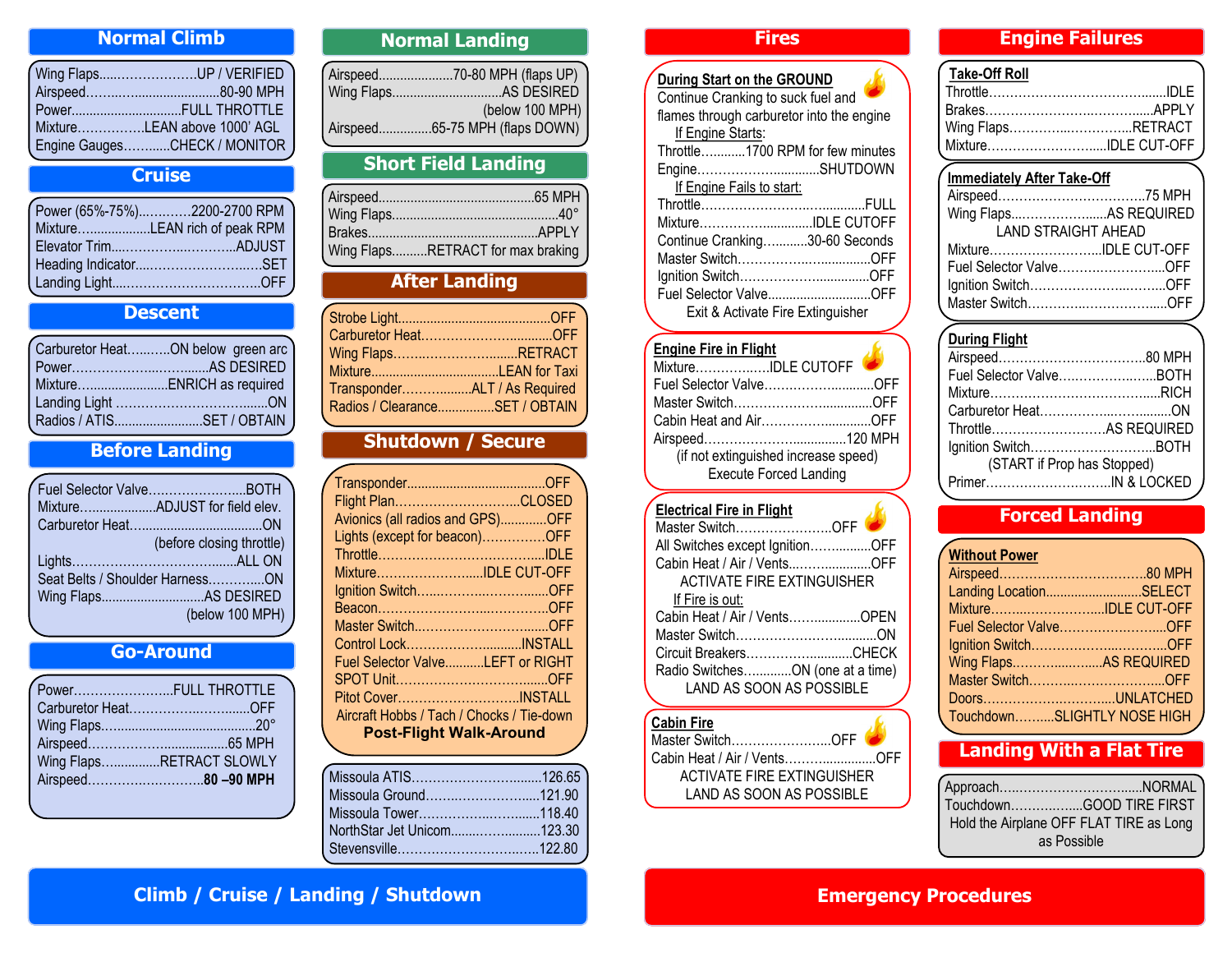# Climb / Cruise / Landing / Shutdown

## Normal Climb

- Wing Flaps……………………UP / VERIFIED
- Airspeed………………………80-90 MPH
- Power……………………FULL THROTTLE
- Mixture……………LEAN above 1000' AGL
- Engine Gauges………CHECK / MONITOR

## Cruise

- Power (65%-75%)…………2200-2700 RPM
- Mixture………………LEAN rich of peak RPM
- Elevator Trim……………………ADJUST
- Heading Indicator………………………SET
- Landing Light……………………………OFF

## Descent

- Carburetor Heat………ON below green arc
- Power……………………………AS DESIRED
- Mixture……………………ENRICH as required
- Landing Light ……………………………ON
- Radios / ATIS……………………SET / OBTAIN

## Before Landing

- Fuel Selector Valve…………………BOTH
- Mixture………………ADJUST for field elev.
- Carburetor Heat……………………………ON (before closing throttle)
- Lights………………………………ALL ON
- Seat Belts / Shoulder Harness…………ON
- Wing Flaps………………………AS DESIRED (below 100 MPH)

## Go-Around

- Power……………………FULL THROTTLE
- Carburetor Heat………………………OFF
- Wing Flaps…………………………………20°
- Airspeed……………………………65 MPH
- Wing Flaps……………RETRACT SLOWLY
- Airspeed………………………**80 –90 MPH**

## Normal Landing

- Airspeed…………………70-80 MPH (flaps UP)
- Wing Flaps…………………………AS DESIRED (below 100 MPH)
- Airspeed……………65-75 MPH (flaps DOWN)

## Short Field Landing

- Airspeed……………………………………65 MPH
- Wing Flaps………………………………………40°
- Brakes…………………………………………APPLY
- Wing Flaps………RETRACT for max braking

## After Landing

- Strobe Light…………………………………OFF
- Carburetor Heat……………………………OFF
- Wing Flaps……………………………RETRACT
- Mixture……………………………LEAN for Taxi
- Transponder………………ALT / As Required
- Radios / Clearance……………SET / OBTAIN

## Shutdown / Secure

- Transponder…………………………………OFF
- Flight Plan……………………………CLOSED
- Avionics (all radios and GPS)…………OFF
- Lights (except for beacon)……………OFF
- Throttle…………………………………IDLE
- Mixture…………………………IDLE CUT-OFF
- Ignition Switch……………………………OFF
- Beacon……………………………………OFF
- Master Switch……………………………OFF
- Control Lock………………………INSTALL
- Fuel Selector Valve………LEFT or RIGHT
- SPOT Unit…………………………………OFF
- Pitot Cover………………………INSTALL
- Aircraft Hobbs / Tach / Chocks / Tie-down

**Post-Flight Walk-Around**

| Frequency | |
|---|---|
| Missoula ATIS | 126.65 |
| Missoula Ground | 121.90 |
| Missoula Tower | 118.40 |
| NorthStar Jet Unicom | 123.30 |
| Stevensville | 122.80 |

# Emergency Procedures

## Fires

### During Start on the GROUND

Continue Cranking to suck fuel and flames through carburetor into the engine

If Engine Starts:

- Throttle…………1700 RPM for few minutes
- Engine……………………………SHUTDOWN

If Engine Fails to start:

- Throttle…………………………………FULL
- Mixture……………………………IDLE CUTOFF
- Continue Cranking………30-60 Seconds
- Master Switch……………………………OFF
- Ignition Switch…………………………OFF
- Fuel Selector Valve……………………OFF

Exit & Activate Fire Extinguisher

### Engine Fire in Flight

- Mixture………………IDLE CUTOFF
- Fuel Selector Valve……………………OFF
- Master Switch……………………………OFF
- Cabin Heat and Air……………………OFF
- Airspeed……………………………120 MPH (if not extinguished increase speed)

Execute Forced Landing

### Electrical Fire in Flight

- Master Switch…………………OFF
- All Switches except Ignition……………OFF
- Cabin Heat / Air / Vents………………OFF

ACTIVATE FIRE EXTINGUISHER

If Fire is out:

- Cabin Heat / Air / Vents………………OPEN
- Master Switch……………………………ON
- Circuit Breakers………………………CHECK
- Radio Switches…………ON (one at a time)

LAND AS SOON AS POSSIBLE

### Cabin Fire

- Master Switch…………………OFF
- Cabin Heat / Air / Vents……………………OFF

ACTIVATE FIRE EXTINGUISHER

LAND AS SOON AS POSSIBLE

## Engine Failures

### Take-Off Roll

- Throttle……………………………………IDLE
- Brakes……………………………………APPLY
- Wing Flaps……………………………RETRACT
- Mixture…………………………IDLE CUT-OFF

### Immediately After Take-Off

- Airspeed……………………………75 MPH
- Wing Flaps…………………AS REQUIRED

LAND STRAIGHT AHEAD

- Mixture……………………IDLE CUT-OFF
- Fuel Selector Valve……………………OFF
- Ignition Switch……………………………OFF
- Master Switch……………………………OFF

### During Flight

- Airspeed……………………………80 MPH
- Fuel Selector Valve……………………BOTH
- Mixture………………………………RICH
- Carburetor Heat……………………………ON
- Throttle…………………………AS REQUIRED
- Ignition Switch…………………………BOTH (START if Prop has Stopped)
- Primer……………………………IN & LOCKED

## Forced Landing

### Without Power

- Airspeed……………………………80 MPH
- Landing Location………………………SELECT
- Mixture………………………IDLE CUT-OFF
- Fuel Selector Valve……………………OFF
- Ignition Switch…………………………OFF
- Wing Flaps…………………AS REQUIRED
- Master Switch……………………………OFF
- Doors……………………………UNLATCHED
- Touchdown………SLIGHTLY NOSE HIGH

## Landing With a Flat Tire

- Approach……………………………NORMAL
- Touchdown………………GOOD TIRE FIRST

Hold the Airplane OFF FLAT TIRE as Long as Possible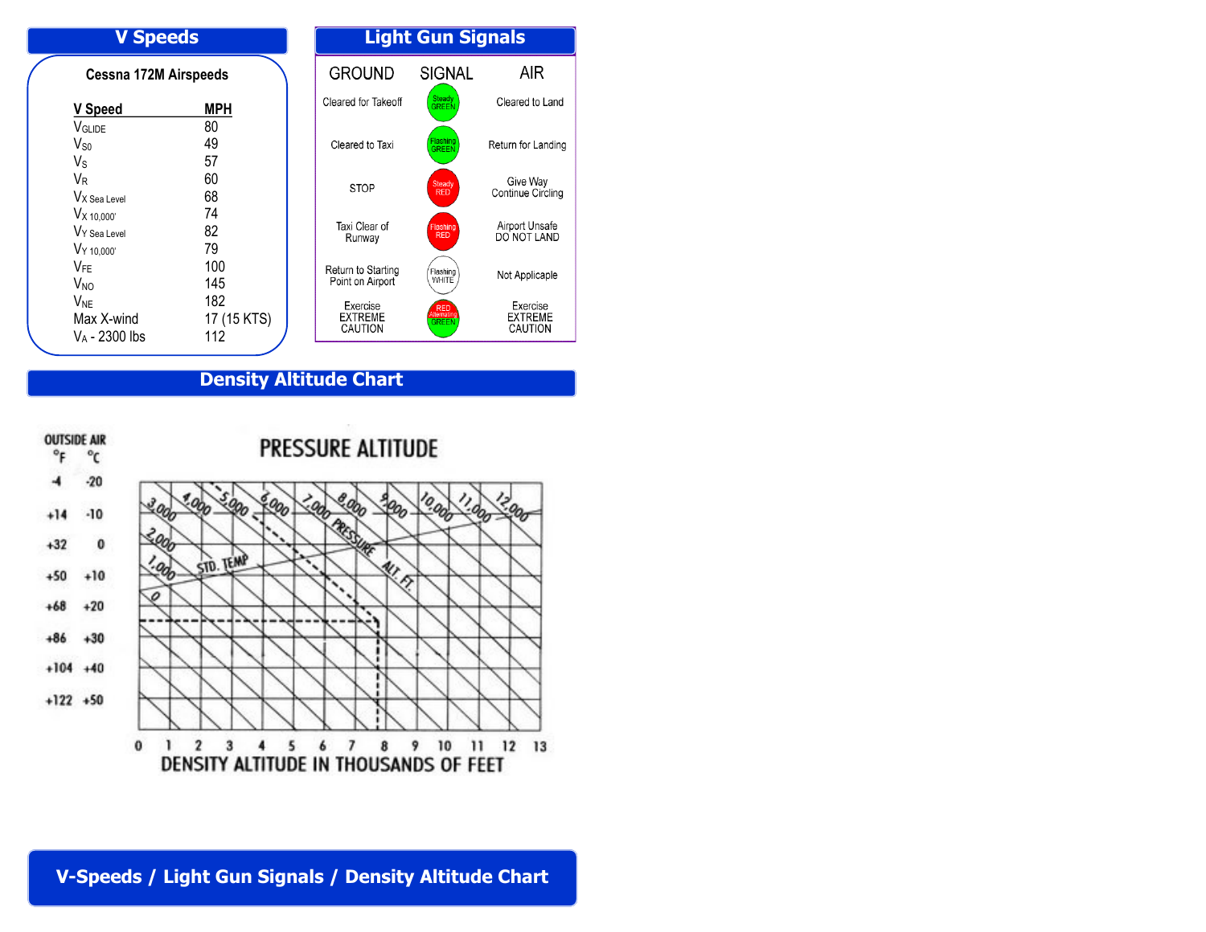## V Speeds

**Cessna 172M Airspeeds**

| V Speed | MPH |
|---|---|
| $V_{GLIDE}$ | 80 |
| $V_{S0}$ | 49 |
| $V_S$ | 57 |
| $V_R$ | 60 |
| $V_{X\ Sea\ Level}$ | 68 |
| $V_{X\ 10,000'}$ | 74 |
| $V_{Y\ Sea\ Level}$ | 82 |
| $V_{Y\ 10,000'}$ | 79 |
| $V_{FE}$ | 100 |
| $V_{NO}$ | 145 |
| $V_{NE}$ | 182 |
| Max X-wind | 17 (15 KTS) |
| $V_A$ - 2300 lbs | 112 |

## Light Gun Signals

| GROUND | SIGNAL | AIR |
|---|---|---|
| Cleared for Takeoff | Steady GREEN | Cleared to Land |
| Cleared to Taxi | Flashing GREEN | Return for Landing |
| STOP | Steady RED | Give Way Continue Circling |
| Taxi Clear of Runway | Flashing RED | Airport Unsafe DO NOT LAND |
| Return to Starting Point on Airport | Flashing WHITE | Not Applicable |
| Exercise EXTREME CAUTION | RED Alternating GREEN | Exercise EXTREME CAUTION |

## Density Altitude Chart

PRESSURE ALTITUDE

OUTSIDE AIR °F °C

-4 -20

+14 -10

+32 0

+50 +10

+68 +20

+86 +30

+104 +40

+122 +50

0, 1,000, 2,000, 3,000, 4,000, 5,000, 6,000, 7,000, 8,000, 9,000, 10,000, 11,000, 12,000

STD. TEMP

PRESSURE ALT. FT.

0 1 2 3 4 5 6 7 8 9 10 11 12 13

DENSITY ALTITUDE IN THOUSANDS OF FEET

**V-Speeds / Light Gun Signals / Density Altitude Chart**